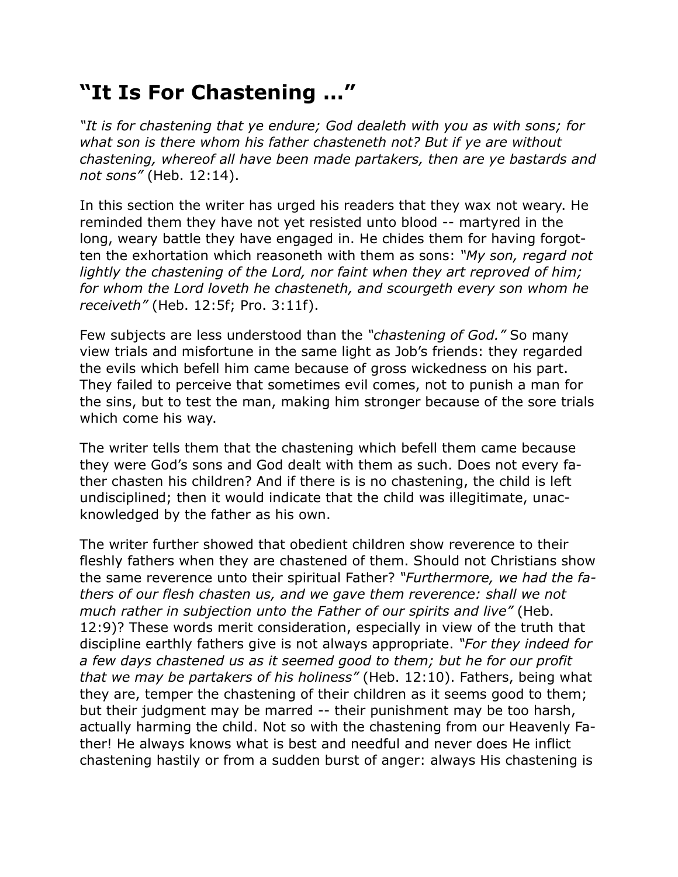# "It Is For Chastening …"

*"It is for chastening that ye endure; God dealeth with you as with sons; for what son is there whom his father chasteneth not? But if ye are without chastening, whereof all have been made partakers, then are ye bastards and not sons"* (Heb. 12:14).

In this section the writer has urged his readers that they wax not weary. He reminded them they have not yet resisted unto blood -- martyred in the long, weary battle they have engaged in. He chides them for having forgotten the exhortation which reasoneth with them as sons: *"My son, regard not lightly the chastening of the Lord, nor faint when they art reproved of him; for whom the Lord loveth he chasteneth, and scourgeth every son whom he receiveth"* (Heb. 12:5f; Pro. 3:11f).

Few subjects are less understood than the *"chastening of God."* So many view trials and misfortune in the same light as Job's friends: they regarded the evils which befell him came because of gross wickedness on his part. They failed to perceive that sometimes evil comes, not to punish a man for the sins, but to test the man, making him stronger because of the sore trials which come his way.

The writer tells them that the chastening which befell them came because they were God's sons and God dealt with them as such. Does not every father chasten his children? And if there is is no chastening, the child is left undisciplined; then it would indicate that the child was illegitimate, unacknowledged by the father as his own.

The writer further showed that obedient children show reverence to their fleshly fathers when they are chastened of them. Should not Christians show the same reverence unto their spiritual Father? *"Furthermore, we had the fathers of our flesh chasten us, and we gave them reverence: shall we not much rather in subjection unto the Father of our spirits and live"* (Heb. 12:9)? These words merit consideration, especially in view of the truth that discipline earthly fathers give is not always appropriate. *"For they indeed for a few days chastened us as it seemed good to them; but he for our profit that we may be partakers of his holiness"* (Heb. 12:10). Fathers, being what they are, temper the chastening of their children as it seems good to them; but their judgment may be marred -- their punishment may be too harsh, actually harming the child. Not so with the chastening from our Heavenly Father! He always knows what is best and needful and never does He inflict chastening hastily or from a sudden burst of anger: always His chastening is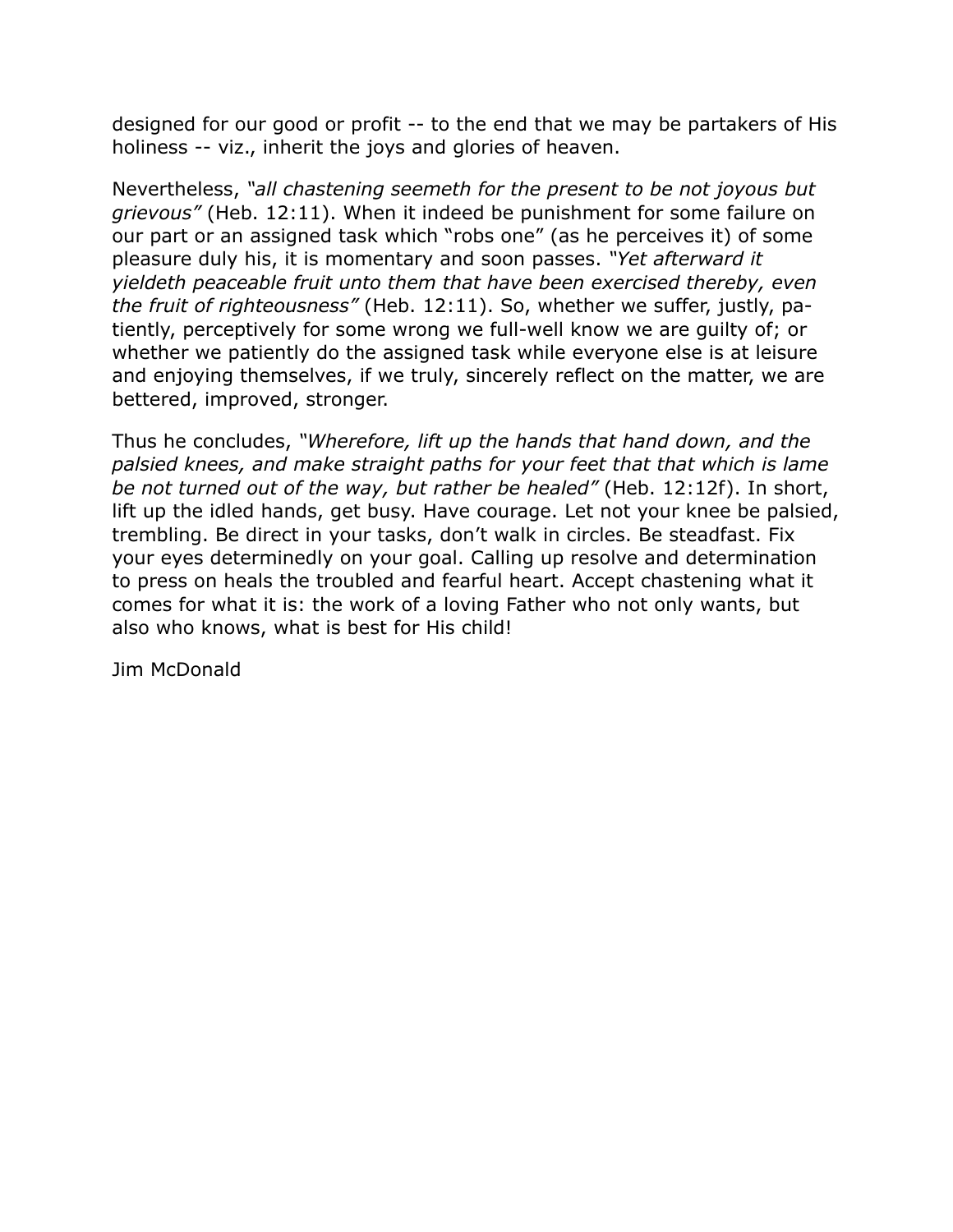designed for our good or profit -- to the end that we may be partakers of His holiness -- viz., inherit the joys and glories of heaven.

Nevertheless, *"all chastening seemeth for the present to be not joyous but grievous"* (Heb. 12:11). When it indeed be punishment for some failure on our part or an assigned task which "robs one" (as he perceives it) of some pleasure duly his, it is momentary and soon passes. *"Yet afterward it yieldeth peaceable fruit unto them that have been exercised thereby, even the fruit of righteousness"* (Heb. 12:11). So, whether we suffer, justly, patiently, perceptively for some wrong we full-well know we are guilty of; or whether we patiently do the assigned task while everyone else is at leisure and enjoying themselves, if we truly, sincerely reflect on the matter, we are bettered, improved, stronger.

Thus he concludes, *"Wherefore, lift up the hands that hand down, and the palsied knees, and make straight paths for your feet that that which is lame be not turned out of the way, but rather be healed"* (Heb. 12:12f). In short, lift up the idled hands, get busy. Have courage. Let not your knee be palsied, trembling. Be direct in your tasks, don't walk in circles. Be steadfast. Fix your eyes determinedly on your goal. Calling up resolve and determination to press on heals the troubled and fearful heart. Accept chastening what it comes for what it is: the work of a loving Father who not only wants, but also who knows, what is best for His child!

Jim McDonald